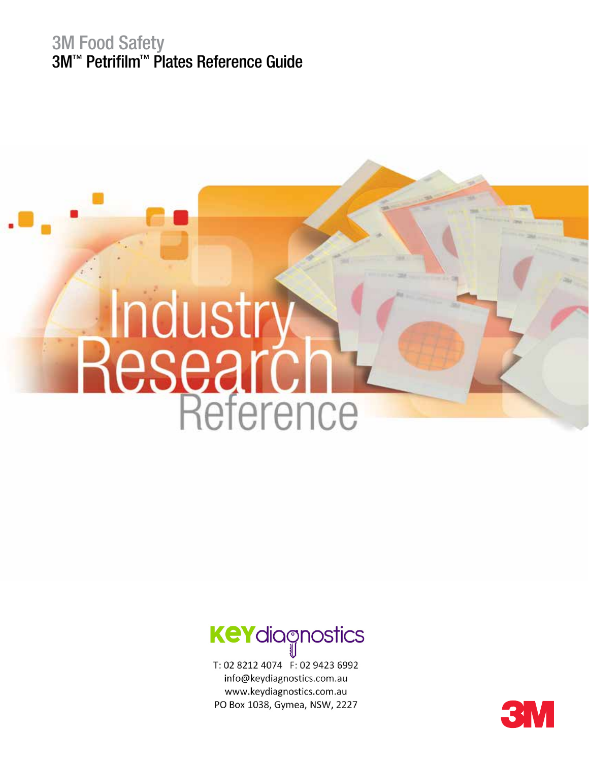3M Food Safety

# 3M™ Petrifilm™ Plates Reference Guide

# Industry Research Reference

KEYdiagnostics

T: 02 8212 4074 F: 02 9423 6992
info@keydiagnostics.com.au
www.keydiagnostics.com.au
PO Box 1038, Gymea, NSW, 2227

3M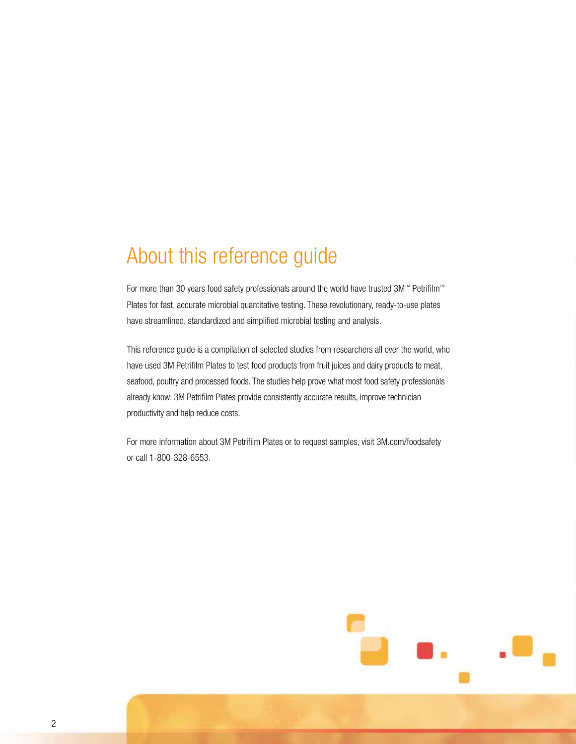# About this reference guide

For more than 30 years food safety professionals around the world have trusted 3M™ Petrifilm™ Plates for fast, accurate microbial quantitative testing. These revolutionary, ready-to-use plates have streamlined, standardized and simplified microbial testing and analysis.

This reference guide is a compilation of selected studies from researchers all over the world, who have used 3M Petrifilm Plates to test food products from fruit juices and dairy products to meat, seafood, poultry and processed foods. The studies help prove what most food safety professionals already know: 3M Petrifilm Plates provide consistently accurate results, improve technician productivity and help reduce costs.

For more information about 3M Petrifilm Plates or to request samples, visit 3M.com/foodsafety or call 1-800-328-6553.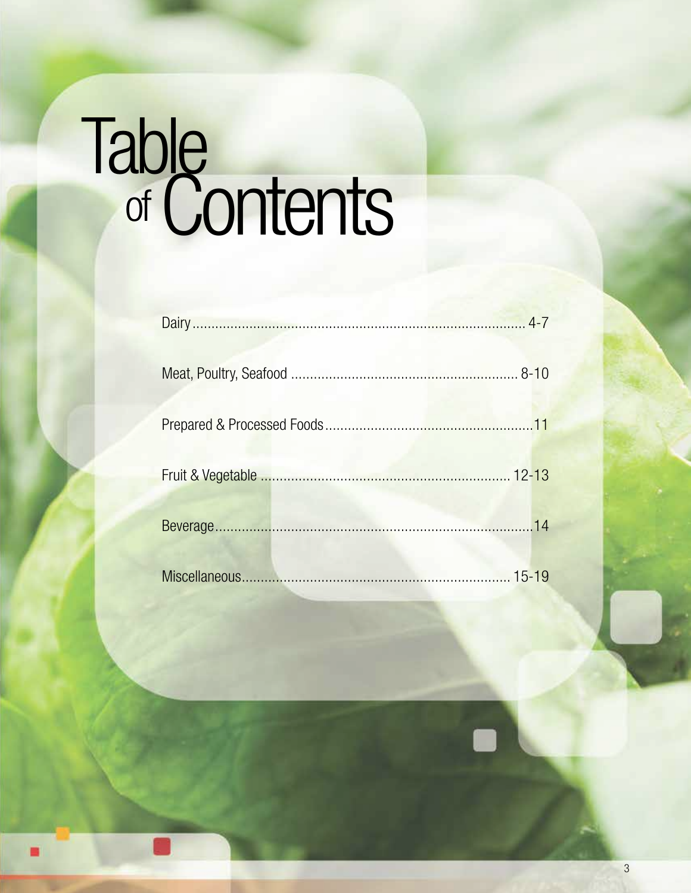# Table of Contents

Dairy........................................................................................ 4-7

Meat, Poultry, Seafood ........................................................... 8-10

Prepared & Processed Foods......................................................11

Fruit & Vegetable ................................................................. 12-13

Beverage...................................................................................14

Miscellaneous...................................................................... 15-19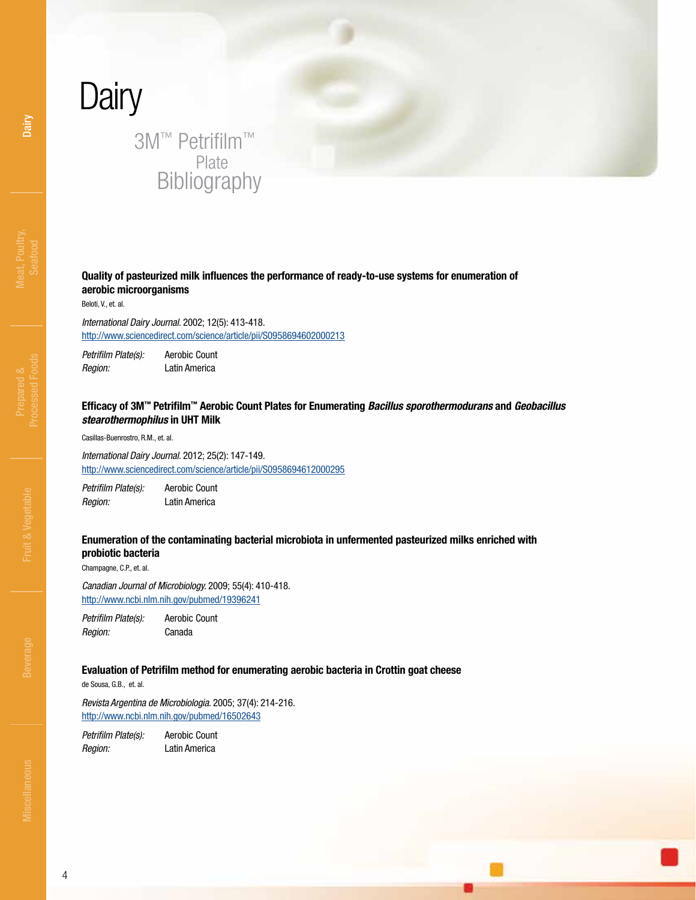# Dairy

## 3M™ Petrifilm™ Plate Bibliography

### Quality of pasteurized milk influences the performance of ready-to-use systems for enumeration of aerobic microorganisms

Beloti, V., et. al.

*International Dairy Journal.* 2002; 12(5): 413-418.
http://www.sciencedirect.com/science/article/pii/S0958694602000213

*Petrifilm Plate(s):* Aerobic Count
*Region:* Latin America

### Efficacy of 3M™ Petrifilm™ Aerobic Count Plates for Enumerating *Bacillus sporothermodurans* and *Geobacillus stearothermophilus* in UHT Milk

Casillas-Buenrostro, R.M., et. al.

*International Dairy Journal.* 2012; 25(2): 147-149.
http://www.sciencedirect.com/science/article/pii/S0958694612000295

*Petrifilm Plate(s):* Aerobic Count
*Region:* Latin America

### Enumeration of the contaminating bacterial microbiota in unfermented pasteurized milks enriched with probiotic bacteria

Champagne, C.P., et. al.

*Canadian Journal of Microbiology.* 2009; 55(4): 410-418.
http://www.ncbi.nlm.nih.gov/pubmed/19396241

*Petrifilm Plate(s):* Aerobic Count
*Region:* Canada

### Evaluation of Petrifilm method for enumerating aerobic bacteria in Crottin goat cheese

de Sousa, G.B., et. al.

*Revista Argentina de Microbiologia.* 2005; 37(4): 214-216.
http://www.ncbi.nlm.nih.gov/pubmed/16502643

*Petrifilm Plate(s):* Aerobic Count
*Region:* Latin America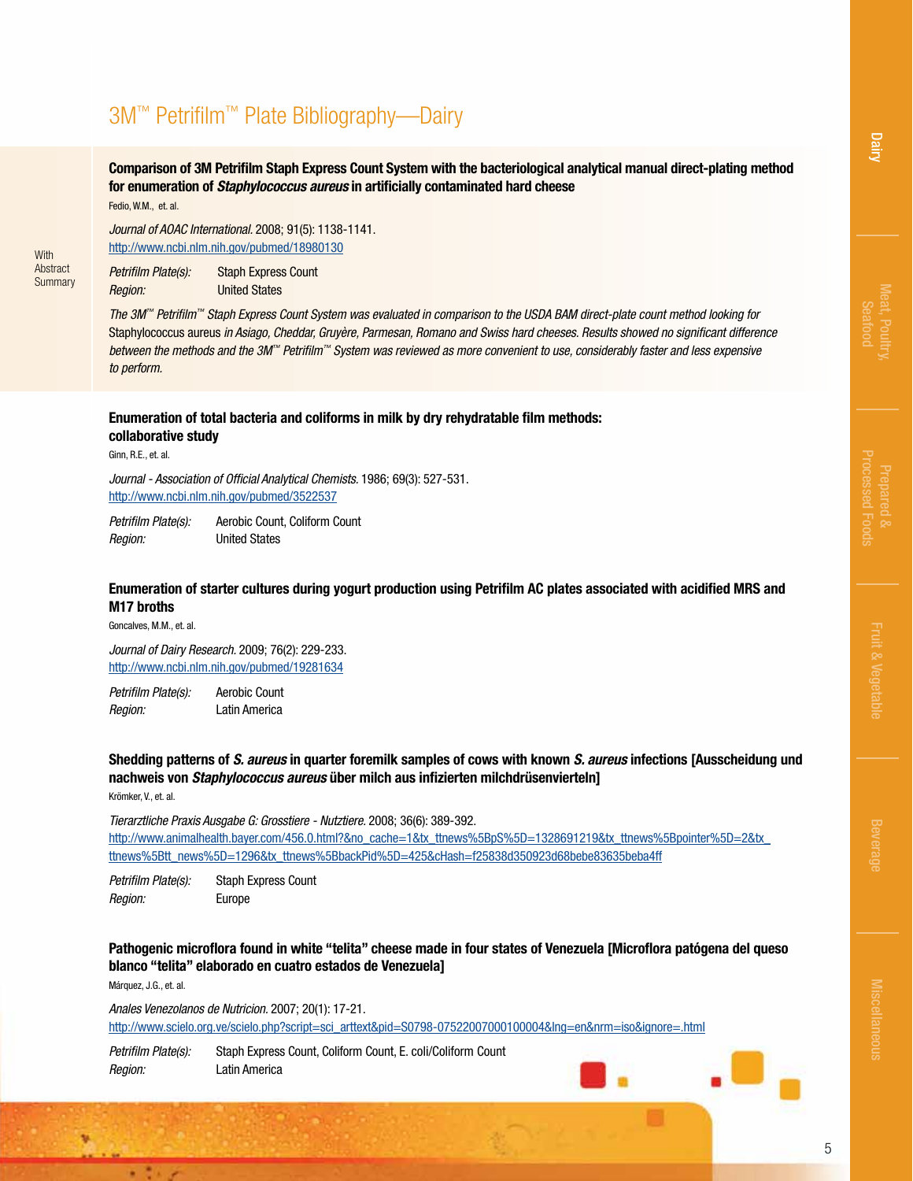# 3M™ Petrifilm™ Plate Bibliography—Dairy

With Abstract Summary

**Comparison of 3M Petrifilm Staph Express Count System with the bacteriological analytical manual direct-plating method for enumeration of *Staphylococcus aureus* in artificially contaminated hard cheese**

Fedio, W.M., et. al.

*Journal of AOAC International.* 2008; 91(5): 1138-1141.
http://www.ncbi.nlm.nih.gov/pubmed/18980130

*Petrifilm Plate(s):* Staph Express Count
*Region:* United States

*The 3M™ Petrifilm™ Staph Express Count System was evaluated in comparison to the USDA BAM direct-plate count method looking for* Staphylococcus aureus *in Asiago, Cheddar, Gruyère, Parmesan, Romano and Swiss hard cheeses. Results showed no significant difference between the methods and the 3M™ Petrifilm™ System was reviewed as more convenient to use, considerably faster and less expensive to perform.*

**Enumeration of total bacteria and coliforms in milk by dry rehydratable film methods: collaborative study**

Ginn, R.E., et. al.

*Journal - Association of Official Analytical Chemists.* 1986; 69(3): 527-531.
http://www.ncbi.nlm.nih.gov/pubmed/3522537

*Petrifilm Plate(s):* Aerobic Count, Coliform Count
*Region:* United States

**Enumeration of starter cultures during yogurt production using Petrifilm AC plates associated with acidified MRS and M17 broths**

Goncalves, M.M., et. al.

*Journal of Dairy Research.* 2009; 76(2): 229-233.
http://www.ncbi.nlm.nih.gov/pubmed/19281634

*Petrifilm Plate(s):* Aerobic Count
*Region:* Latin America

**Shedding patterns of *S. aureus* in quarter foremilk samples of cows with known *S. aureus* infections [Ausscheidung und nachweis von *Staphylococcus aureus* über milch aus infizierten milchdrüsenvierteln]**

Krömker, V., et. al.

*Tierarztliche Praxis Ausgabe G: Grosstiere - Nutztiere.* 2008; 36(6): 389-392.
http://www.animalhealth.bayer.com/456.0.html?&no_cache=1&tx_ttnews%5BpS%5D=1328691219&tx_ttnews%5Bpointer%5D=2&tx_ttnews%5Btt_news%5D=1296&tx_ttnews%5BbackPid%5D=425&cHash=f25838d350923d68bebe83635beba4ff

*Petrifilm Plate(s):* Staph Express Count
*Region:* Europe

**Pathogenic microflora found in white "telita" cheese made in four states of Venezuela [Microflora patógena del queso blanco "telita" elaborado en cuatro estados de Venezuela]**

Márquez, J.G., et. al.

*Anales Venezolanos de Nutricion.* 2007; 20(1): 17-21.
http://www.scielo.org.ve/scielo.php?script=sci_arttext&pid=S0798-07522007000100004&lng=en&nrm=iso&ignore=.html

*Petrifilm Plate(s):* Staph Express Count, Coliform Count, E. coli/Coliform Count
*Region:* Latin America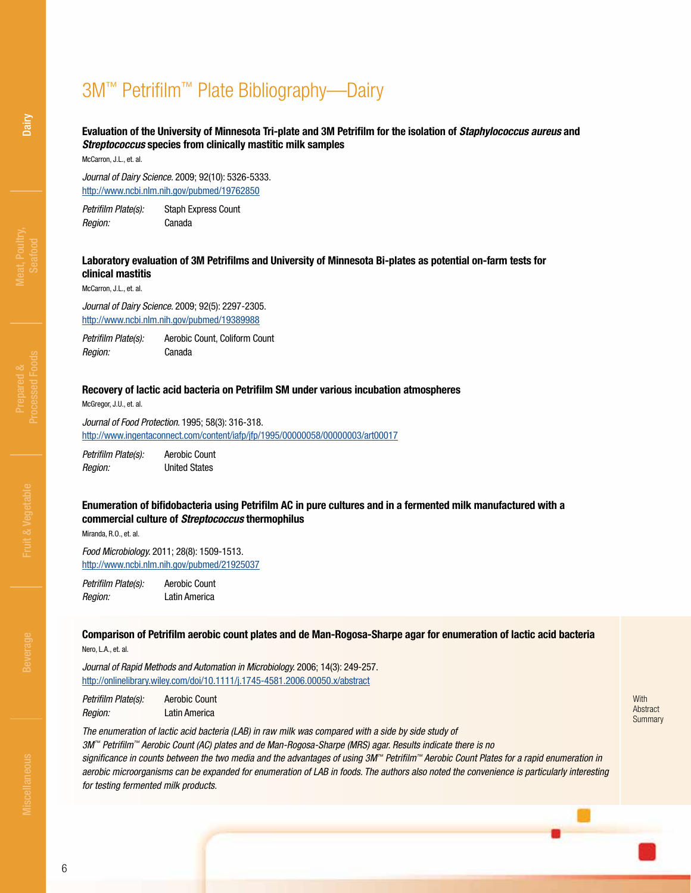# 3M™ Petrifilm™ Plate Bibliography—Dairy

### Evaluation of the University of Minnesota Tri-plate and 3M Petrifilm for the isolation of *Staphylococcus aureus* and *Streptococcus* species from clinically mastitic milk samples

McCarron, J.L., et. al.

*Journal of Dairy Science.* 2009; 92(10): 5326-5333.
http://www.ncbi.nlm.nih.gov/pubmed/19762850

*Petrifilm Plate(s):* Staph Express Count
*Region:* Canada

### Laboratory evaluation of 3M Petrifilms and University of Minnesota Bi-plates as potential on-farm tests for clinical mastitis

McCarron, J.L., et. al.

*Journal of Dairy Science.* 2009; 92(5): 2297-2305.
http://www.ncbi.nlm.nih.gov/pubmed/19389988

*Petrifilm Plate(s):* Aerobic Count, Coliform Count
*Region:* Canada

### Recovery of lactic acid bacteria on Petrifilm SM under various incubation atmospheres

McGregor, J.U., et. al.

*Journal of Food Protection.* 1995; 58(3): 316-318.
http://www.ingentaconnect.com/content/iafp/jfp/1995/00000058/00000003/art00017

*Petrifilm Plate(s):* Aerobic Count
*Region:* United States

### Enumeration of bifidobacteria using Petrifilm AC in pure cultures and in a fermented milk manufactured with a commercial culture of *Streptococcus* thermophilus

Miranda, R.O., et. al.

*Food Microbiology.* 2011; 28(8): 1509-1513.
http://www.ncbi.nlm.nih.gov/pubmed/21925037

*Petrifilm Plate(s):* Aerobic Count
*Region:* Latin America

### Comparison of Petrifilm aerobic count plates and de Man-Rogosa-Sharpe agar for enumeration of lactic acid bacteria

Nero, L.A., et. al.

*Journal of Rapid Methods and Automation in Microbiology.* 2006; 14(3): 249-257.
http://onlinelibrary.wiley.com/doi/10.1111/j.1745-4581.2006.00050.x/abstract

*Petrifilm Plate(s):* Aerobic Count
*Region:* Latin America

With Abstract Summary

*The enumeration of lactic acid bacteria (LAB) in raw milk was compared with a side by side study of 3M™ Petrifilm™ Aerobic Count (AC) plates and de Man-Rogosa-Sharpe (MRS) agar. Results indicate there is no significance in counts between the two media and the advantages of using 3M™ Petrifilm™ Aerobic Count Plates for a rapid enumeration in aerobic microorganisms can be expanded for enumeration of LAB in foods. The authors also noted the convenience is particularly interesting for testing fermented milk products.*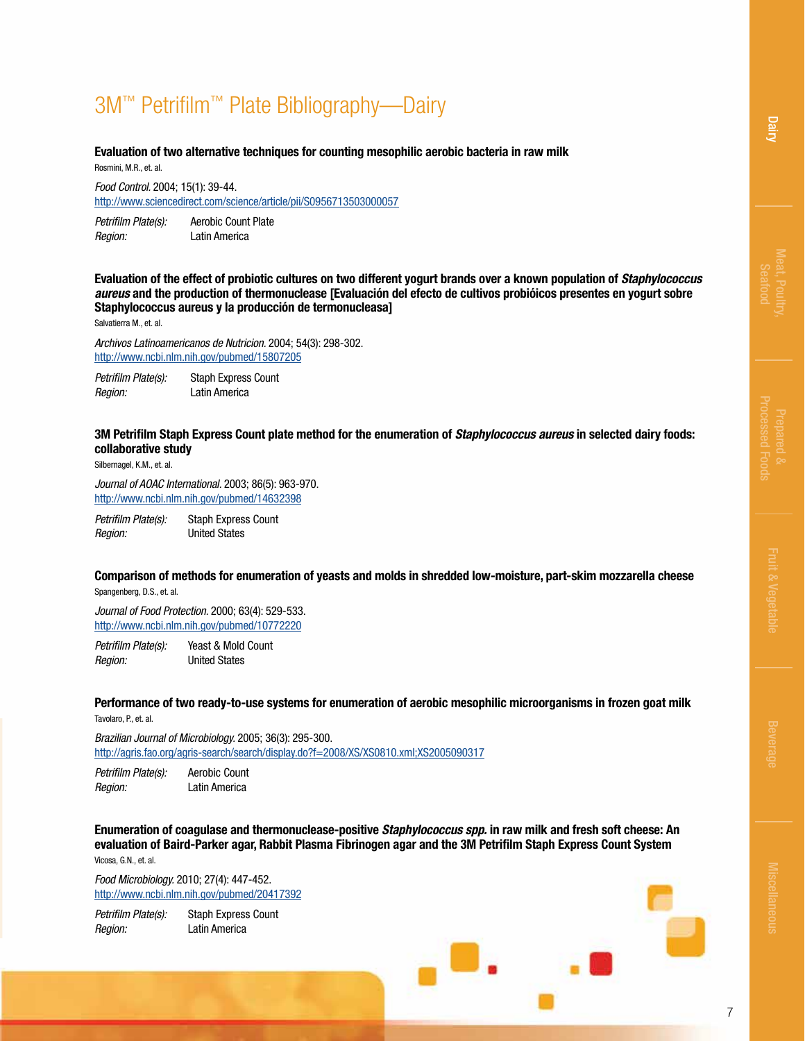# 3M™ Petrifilm™ Plate Bibliography—Dairy

**Evaluation of two alternative techniques for counting mesophilic aerobic bacteria in raw milk**

Rosmini, M.R., et. al.

*Food Control.* 2004; 15(1): 39-44.
http://www.sciencedirect.com/science/article/pii/S0956713503000057

*Petrifilm Plate(s):* Aerobic Count Plate
*Region:* Latin America

**Evaluation of the effect of probiotic cultures on two different yogurt brands over a known population of *Staphylococcus aureus* and the production of thermonuclease [Evaluación del efecto de cultivos probióicos presentes en yogurt sobre Staphylococcus aureus y la producción de termonucleasa]**

Salvatierra M., et. al.

*Archivos Latinoamericanos de Nutricion.* 2004; 54(3): 298-302.
http://www.ncbi.nlm.nih.gov/pubmed/15807205

*Petrifilm Plate(s):* Staph Express Count
*Region:* Latin America

**3M Petrifilm Staph Express Count plate method for the enumeration of *Staphylococcus aureus* in selected dairy foods: collaborative study**

Silbernagel, K.M., et. al.

*Journal of AOAC International.* 2003; 86(5): 963-970.
http://www.ncbi.nlm.nih.gov/pubmed/14632398

*Petrifilm Plate(s):* Staph Express Count
*Region:* United States

**Comparison of methods for enumeration of yeasts and molds in shredded low-moisture, part-skim mozzarella cheese**

Spangenberg, D.S., et. al.

*Journal of Food Protection.* 2000; 63(4): 529-533.
http://www.ncbi.nlm.nih.gov/pubmed/10772220

*Petrifilm Plate(s):* Yeast & Mold Count
*Region:* United States

**Performance of two ready-to-use systems for enumeration of aerobic mesophilic microorganisms in frozen goat milk**

Tavolaro, P., et. al.

*Brazilian Journal of Microbiology.* 2005; 36(3): 295-300.
http://agris.fao.org/agris-search/search/display.do?f=2008/XS/XS0810.xml;XS2005090317

*Petrifilm Plate(s):* Aerobic Count
*Region:* Latin America

**Enumeration of coagulase and thermonuclease-positive *Staphylococcus spp.* in raw milk and fresh soft cheese: An evaluation of Baird-Parker agar, Rabbit Plasma Fibrinogen agar and the 3M Petrifilm Staph Express Count System**

Vicosa, G.N., et. al.

*Food Microbiology.* 2010; 27(4): 447-452.
http://www.ncbi.nlm.nih.gov/pubmed/20417392

*Petrifilm Plate(s):* Staph Express Count
*Region:* Latin America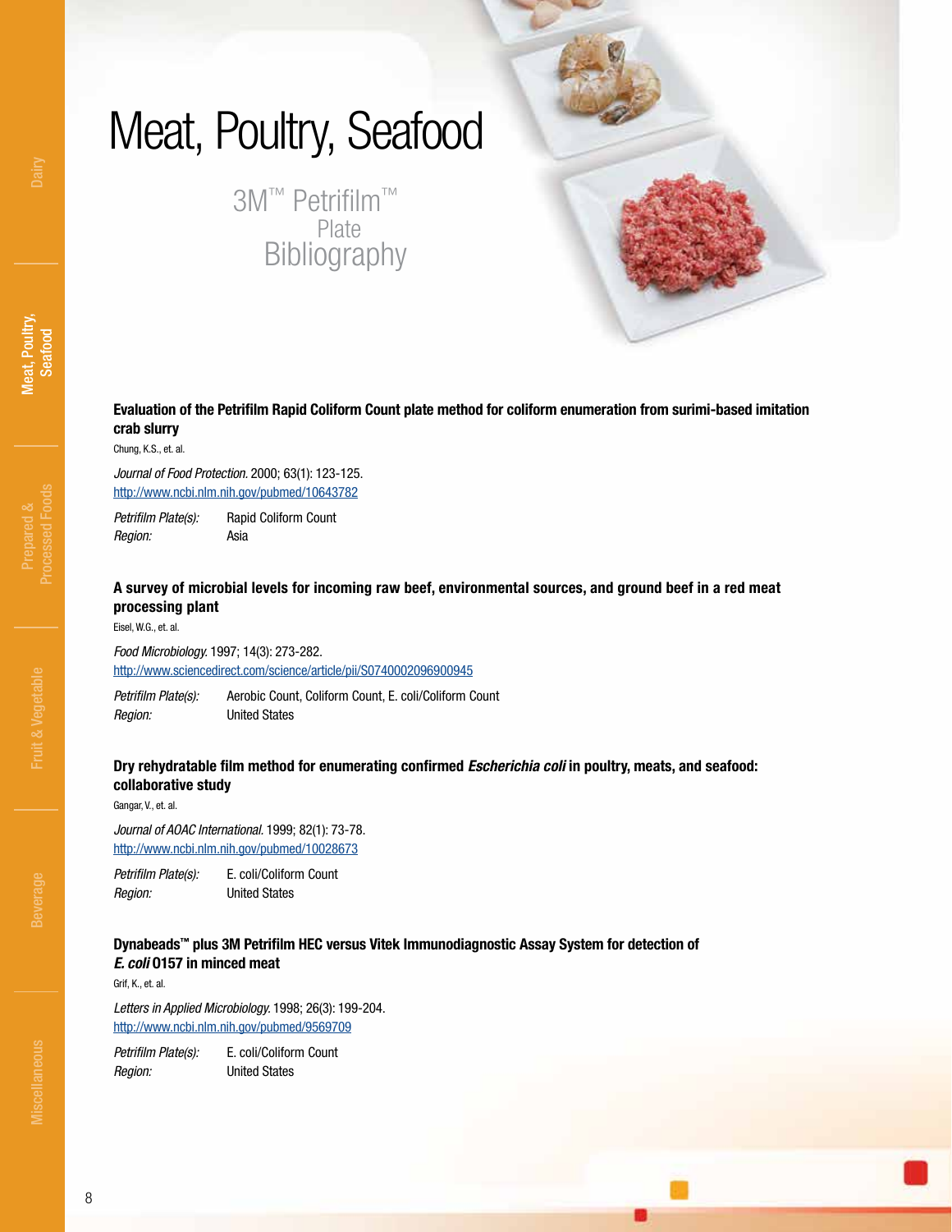# Meat, Poultry, Seafood

## 3M™ Petrifilm™ Plate Bibliography

**Evaluation of the Petrifilm Rapid Coliform Count plate method for coliform enumeration from surimi-based imitation crab slurry**

Chung, K.S., et. al.

*Journal of Food Protection.* 2000; 63(1): 123-125.
http://www.ncbi.nlm.nih.gov/pubmed/10643782

*Petrifilm Plate(s):* Rapid Coliform Count
*Region:* Asia

**A survey of microbial levels for incoming raw beef, environmental sources, and ground beef in a red meat processing plant**

Eisel, W.G., et. al.

*Food Microbiology.* 1997; 14(3): 273-282.
http://www.sciencedirect.com/science/article/pii/S0740002096900945

*Petrifilm Plate(s):* Aerobic Count, Coliform Count, E. coli/Coliform Count
*Region:* United States

**Dry rehydratable film method for enumerating confirmed *Escherichia coli* in poultry, meats, and seafood: collaborative study**

Gangar, V., et. al.

*Journal of AOAC International.* 1999; 82(1): 73-78.
http://www.ncbi.nlm.nih.gov/pubmed/10028673

*Petrifilm Plate(s):* E. coli/Coliform Count
*Region:* United States

**Dynabeads™ plus 3M Petrifilm HEC versus Vitek Immunodiagnostic Assay System for detection of *E. coli* O157 in minced meat**

Grif, K., et. al.

*Letters in Applied Microbiology.* 1998; 26(3): 199-204.
http://www.ncbi.nlm.nih.gov/pubmed/9569709

*Petrifilm Plate(s):* E. coli/Coliform Count
*Region:* United States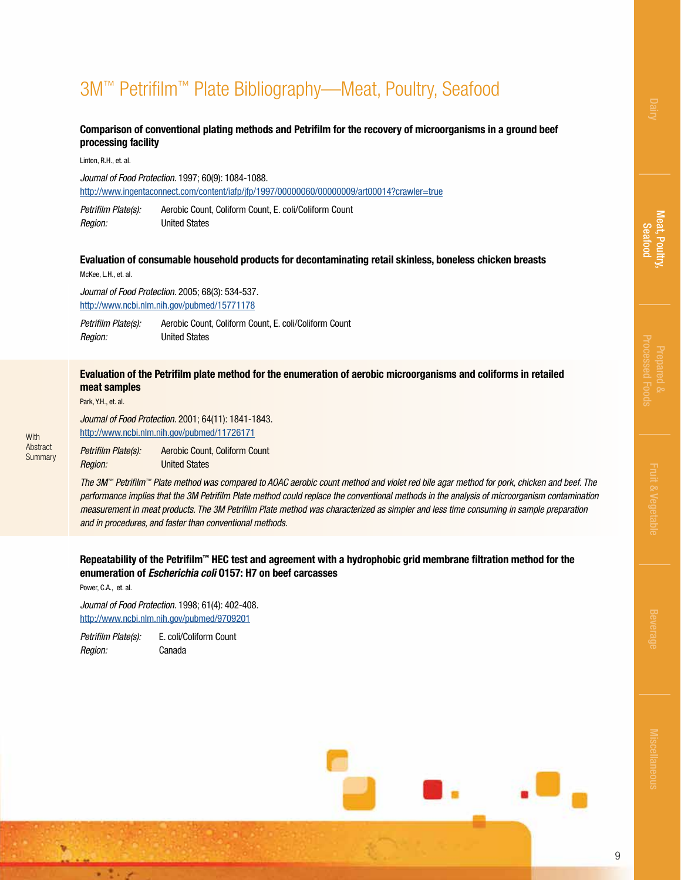# 3M™ Petrifilm™ Plate Bibliography—Meat, Poultry, Seafood

**Comparison of conventional plating methods and Petrifilm for the recovery of microorganisms in a ground beef processing facility**

Linton, R.H., et. al.

*Journal of Food Protection.* 1997; 60(9): 1084-1088.
http://www.ingentaconnect.com/content/iafp/jfp/1997/00000060/00000009/art00014?crawler=true

*Petrifilm Plate(s):* Aerobic Count, Coliform Count, E. coli/Coliform Count
*Region:* United States

**Evaluation of consumable household products for decontaminating retail skinless, boneless chicken breasts**

McKee, L.H., et. al.

*Journal of Food Protection.* 2005; 68(3): 534-537.
http://www.ncbi.nlm.nih.gov/pubmed/15771178

*Petrifilm Plate(s):* Aerobic Count, Coliform Count, E. coli/Coliform Count
*Region:* United States

**Evaluation of the Petrifilm plate method for the enumeration of aerobic microorganisms and coliforms in retailed meat samples**

With Abstract Summary

Park, Y.H., et. al.

*Journal of Food Protection.* 2001; 64(11): 1841-1843.
http://www.ncbi.nlm.nih.gov/pubmed/11726171

*Petrifilm Plate(s):* Aerobic Count, Coliform Count
*Region:* United States

*The 3M™ Petrifilm™ Plate method was compared to AOAC aerobic count method and violet red bile agar method for pork, chicken and beef. The performance implies that the 3M Petrifilm Plate method could replace the conventional methods in the analysis of microorganism contamination measurement in meat products. The 3M Petrifilm Plate method was characterized as simpler and less time consuming in sample preparation and in procedures, and faster than conventional methods.*

**Repeatability of the Petrifilm™ HEC test and agreement with a hydrophobic grid membrane filtration method for the enumeration of *Escherichia coli* O157: H7 on beef carcasses**

Power, C.A., et. al.

*Journal of Food Protection.* 1998; 61(4): 402-408.
http://www.ncbi.nlm.nih.gov/pubmed/9709201

*Petrifilm Plate(s):* E. coli/Coliform Count
*Region:* Canada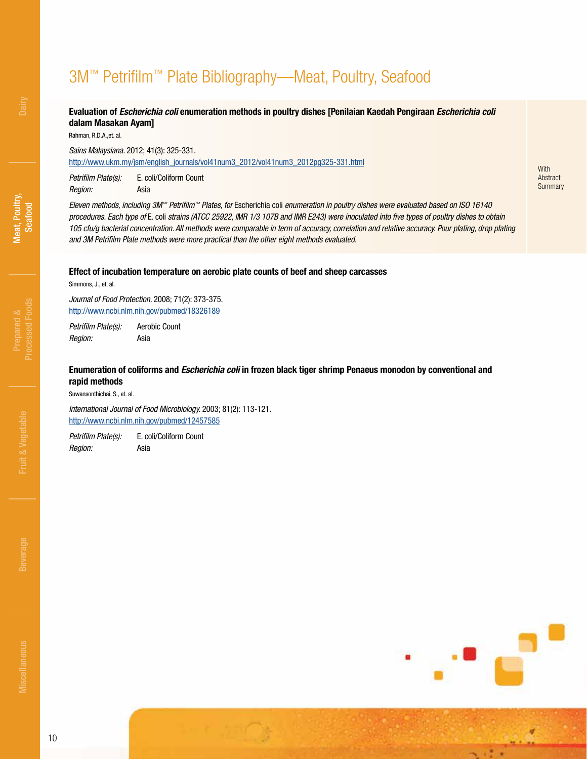# 3M™ Petrifilm™ Plate Bibliography—Meat, Poultry, Seafood

### Evaluation of *Escherichia coli* enumeration methods in poultry dishes [Penilaian Kaedah Pengiraan *Escherichia coli* dalam Masakan Ayam]

Rahman, R.D.A.,et. al.

*Sains Malaysiana.* 2012; 41(3): 325-331.
http://www.ukm.my/jsm/english_journals/vol41num3_2012/vol41num3_2012pg325-331.html

*Petrifilm Plate(s):* E. coli/Coliform Count
*Region:* Asia

With Abstract Summary

*Eleven methods, including 3M™ Petrifilm™ Plates, for* Escherichia coli *enumeration in poultry dishes were evaluated based on ISO 16140 procedures. Each type of* E. coli *strains (ATCC 25922, IMR 1/3 107B and IMR E243) were inoculated into five types of poultry dishes to obtain 105 cfu/g bacterial concentration. All methods were comparable in term of accuracy, correlation and relative accuracy. Pour plating, drop plating and 3M Petrifilm Plate methods were more practical than the other eight methods evaluated.*

### Effect of incubation temperature on aerobic plate counts of beef and sheep carcasses

Simmons, J., et. al.

*Journal of Food Protection.* 2008; 71(2): 373-375.
http://www.ncbi.nlm.nih.gov/pubmed/18326189

*Petrifilm Plate(s):* Aerobic Count
*Region:* Asia

### Enumeration of coliforms and *Escherichia coli* in frozen black tiger shrimp Penaeus monodon by conventional and rapid methods

Suwansonthichai, S., et. al.

*International Journal of Food Microbiology.* 2003; 81(2): 113-121.
http://www.ncbi.nlm.nih.gov/pubmed/12457585

*Petrifilm Plate(s):* E. coli/Coliform Count
*Region:* Asia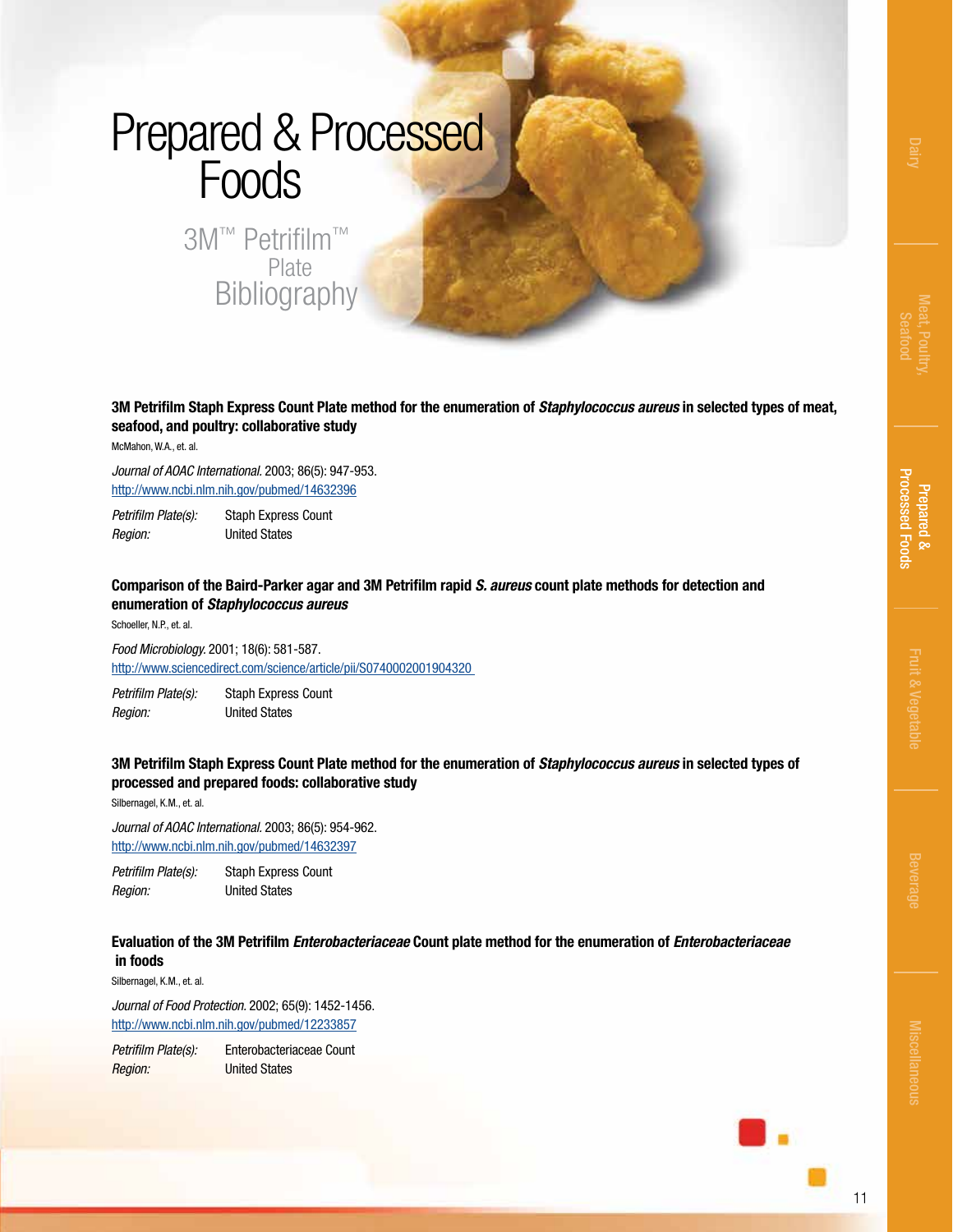# Prepared & Processed Foods

## 3M™ Petrifilm™ Plate Bibliography

**3M Petrifilm Staph Express Count Plate method for the enumeration of *Staphylococcus aureus* in selected types of meat, seafood, and poultry: collaborative study**

McMahon, W.A., et. al.

*Journal of AOAC International.* 2003; 86(5): 947-953.
http://www.ncbi.nlm.nih.gov/pubmed/14632396

*Petrifilm Plate(s):* Staph Express Count
*Region:* United States

**Comparison of the Baird-Parker agar and 3M Petrifilm rapid *S. aureus* count plate methods for detection and enumeration of *Staphylococcus aureus***

Schoeller, N.P., et. al.

*Food Microbiology.* 2001; 18(6): 581-587.
http://www.sciencedirect.com/science/article/pii/S0740002001904320

*Petrifilm Plate(s):* Staph Express Count
*Region:* United States

**3M Petrifilm Staph Express Count Plate method for the enumeration of *Staphylococcus aureus* in selected types of processed and prepared foods: collaborative study**

Silbernagel, K.M., et. al.

*Journal of AOAC International.* 2003; 86(5): 954-962.
http://www.ncbi.nlm.nih.gov/pubmed/14632397

*Petrifilm Plate(s):* Staph Express Count
*Region:* United States

**Evaluation of the 3M Petrifilm *Enterobacteriaceae* Count plate method for the enumeration of *Enterobacteriaceae* in foods**

Silbernagel, K.M., et. al.

*Journal of Food Protection.* 2002; 65(9): 1452-1456.
http://www.ncbi.nlm.nih.gov/pubmed/12233857

*Petrifilm Plate(s):* Enterobacteriaceae Count
*Region:* United States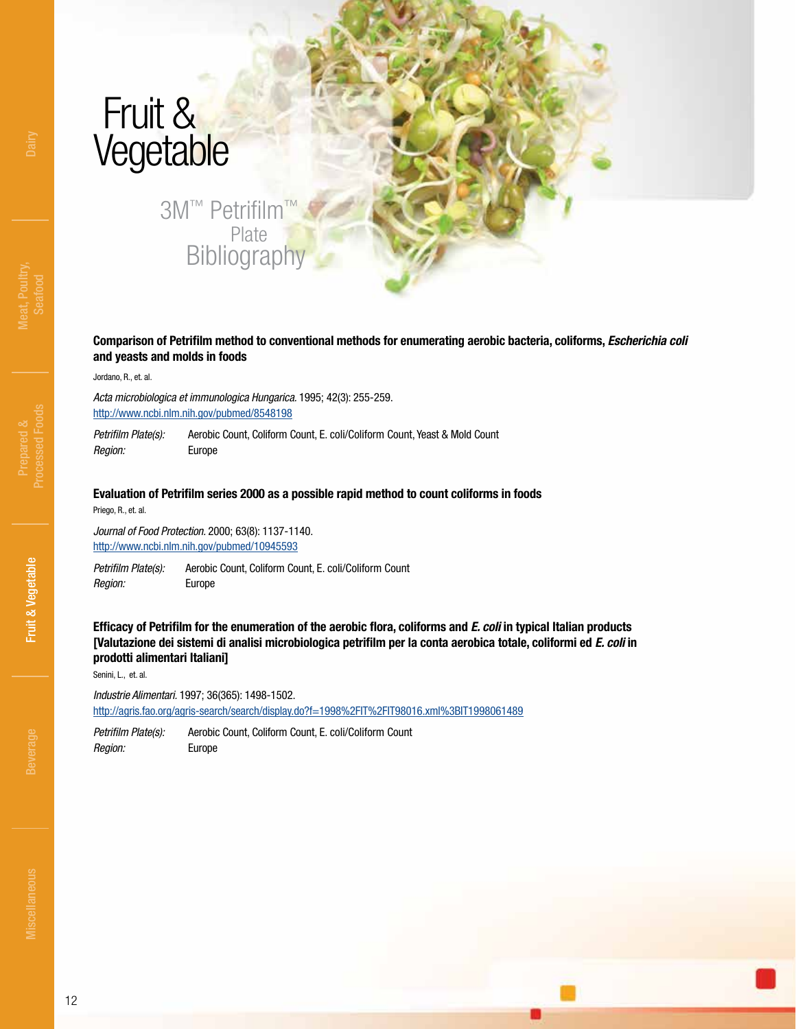# Fruit & Vegetable

## 3M™ Petrifilm™ Plate Bibliography

**Comparison of Petrifilm method to conventional methods for enumerating aerobic bacteria, coliforms, *Escherichia coli* and yeasts and molds in foods**

Jordano, R., et. al.

*Acta microbiologica et immunologica Hungarica.* 1995; 42(3): 255-259.
http://www.ncbi.nlm.nih.gov/pubmed/8548198

*Petrifilm Plate(s):* Aerobic Count, Coliform Count, E. coli/Coliform Count, Yeast & Mold Count
*Region:* Europe

**Evaluation of Petrifilm series 2000 as a possible rapid method to count coliforms in foods**

Priego, R., et. al.

*Journal of Food Protection.* 2000; 63(8): 1137-1140.
http://www.ncbi.nlm.nih.gov/pubmed/10945593

*Petrifilm Plate(s):* Aerobic Count, Coliform Count, E. coli/Coliform Count
*Region:* Europe

**Efficacy of Petrifilm for the enumeration of the aerobic flora, coliforms and *E. coli* in typical Italian products [Valutazione dei sistemi di analisi microbiologica petrifilm per la conta aerobica totale, coliformi ed *E. coli* in prodotti alimentari Italiani]**

Senini, L., et. al.

*Industrie Alimentari.* 1997; 36(365): 1498-1502.
http://agris.fao.org/agris-search/search/display.do?f=1998%2FIT%2FIT98016.xml%3BIT1998061489

*Petrifilm Plate(s):* Aerobic Count, Coliform Count, E. coli/Coliform Count
*Region:* Europe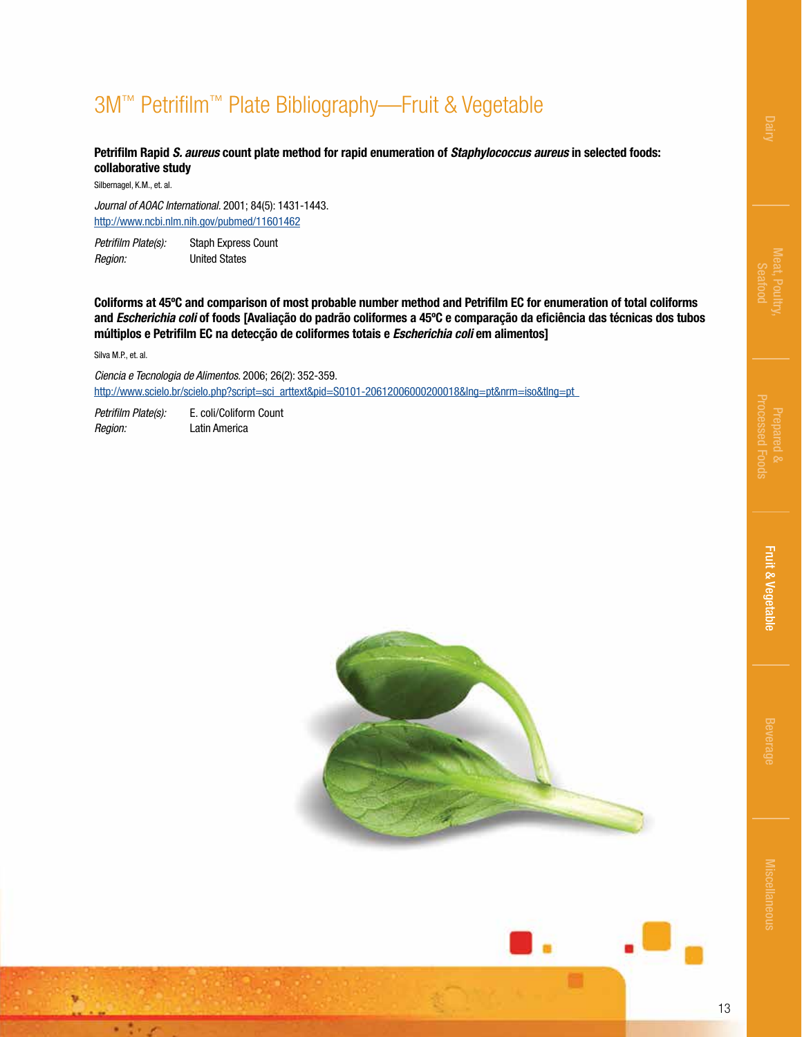# 3M™ Petrifilm™ Plate Bibliography—Fruit & Vegetable

**Petrifilm Rapid *S. aureus* count plate method for rapid enumeration of *Staphylococcus aureus* in selected foods: collaborative study**

Silbernagel, K.M., et. al.

*Journal of AOAC International.* 2001; 84(5): 1431-1443.
http://www.ncbi.nlm.nih.gov/pubmed/11601462

*Petrifilm Plate(s):* Staph Express Count
*Region:* United States

**Coliforms at 45ºC and comparison of most probable number method and Petrifilm EC for enumeration of total coliforms and *Escherichia coli* of foods [Avaliação do padrão coliformes a 45ºC e comparação da eficiência das técnicas dos tubos múltiplos e Petrifilm EC na detecção de coliformes totais e *Escherichia coli* em alimentos]**

Silva M.P., et. al.

*Ciencia e Tecnologia de Alimentos.* 2006; 26(2): 352-359.
http://www.scielo.br/scielo.php?script=sci_arttext&pid=S0101-20612006000200018&lng=pt&nrm=iso&tlng=pt

*Petrifilm Plate(s):* E. coli/Coliform Count
*Region:* Latin America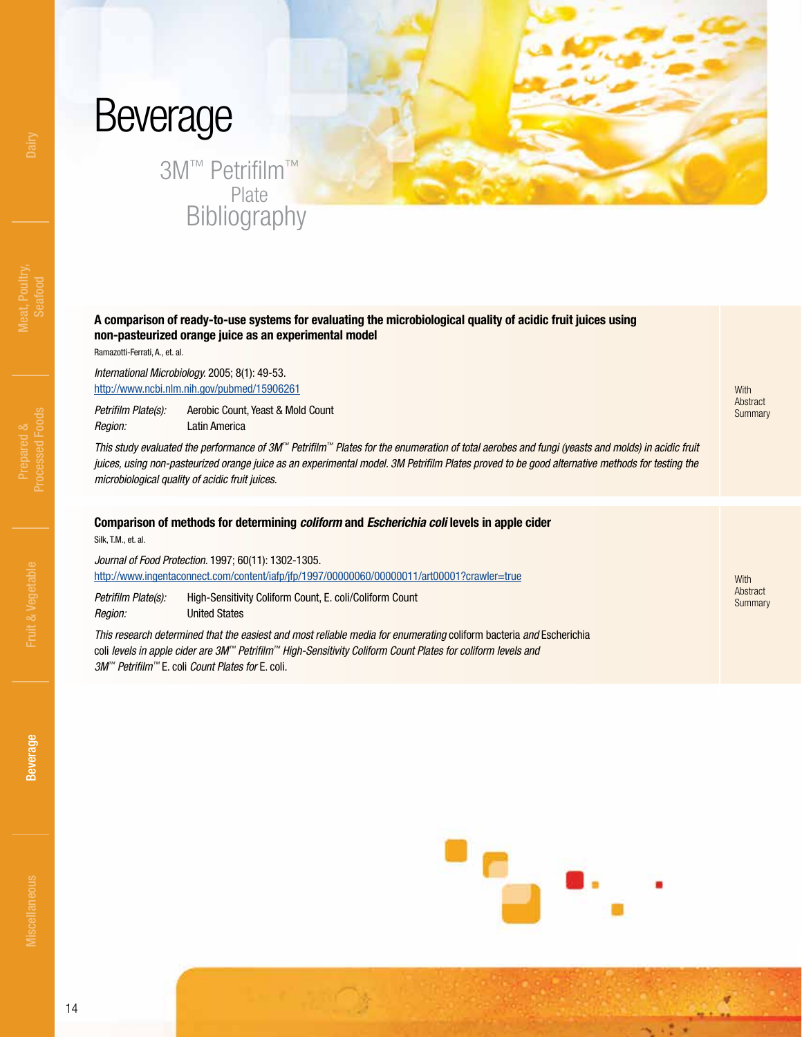# Beverage

## 3M™ Petrifilm™ Plate Bibliography

**A comparison of ready-to-use systems for evaluating the microbiological quality of acidic fruit juices using non-pasteurized orange juice as an experimental model**

Ramazotti-Ferrati, A., et. al.

*International Microbiology.* 2005; 8(1): 49-53.
http://www.ncbi.nlm.nih.gov/pubmed/15906261

*Petrifilm Plate(s):* Aerobic Count, Yeast & Mold Count
*Region:* Latin America

With Abstract Summary

*This study evaluated the performance of 3M™ Petrifilm™ Plates for the enumeration of total aerobes and fungi (yeasts and molds) in acidic fruit juices, using non-pasteurized orange juice as an experimental model. 3M Petrifilm Plates proved to be good alternative methods for testing the microbiological quality of acidic fruit juices.*

**Comparison of methods for determining *coliform* and *Escherichia coli* levels in apple cider**

Silk, T.M., et. al.

*Journal of Food Protection.* 1997; 60(11): 1302-1305.
http://www.ingentaconnect.com/content/iafp/jfp/1997/00000060/00000011/art00001?crawler=true

*Petrifilm Plate(s):* High-Sensitivity Coliform Count, E. coli/Coliform Count
*Region:* United States

With Abstract Summary

*This research determined that the easiest and most reliable media for enumerating* coliform bacteria *and* Escherichia coli *levels in apple cider are 3M™ Petrifilm™ High-Sensitivity Coliform Count Plates for coliform levels and 3M™ Petrifilm™* E. coli *Count Plates for* E. coli.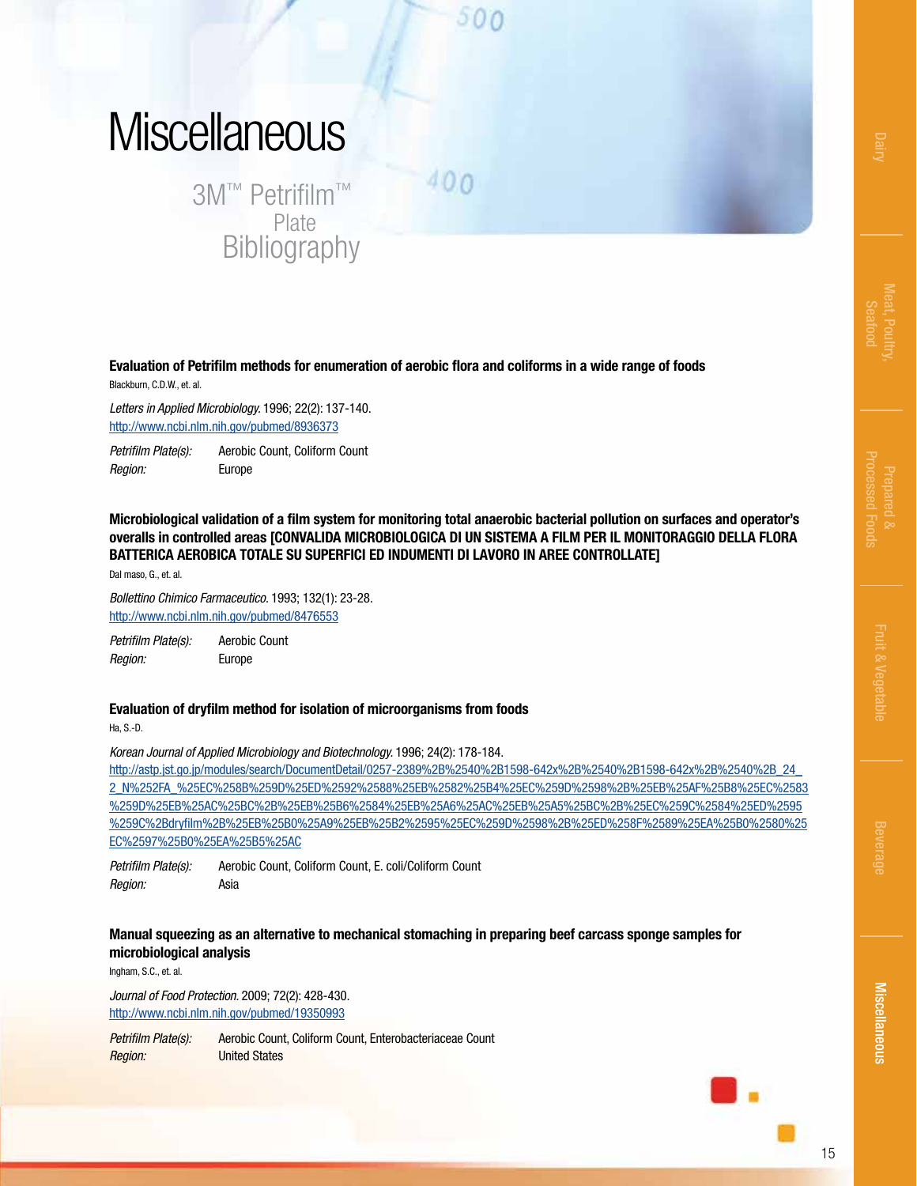# Miscellaneous

## 3M™ Petrifilm™ Plate Bibliography

**Evaluation of Petrifilm methods for enumeration of aerobic flora and coliforms in a wide range of foods**

Blackburn, C.D.W., et. al.

*Letters in Applied Microbiology.* 1996; 22(2): 137-140.
http://www.ncbi.nlm.nih.gov/pubmed/8936373

*Petrifilm Plate(s):* Aerobic Count, Coliform Count
*Region:* Europe

**Microbiological validation of a film system for monitoring total anaerobic bacterial pollution on surfaces and operator's overalls in controlled areas [CONVALIDA MICROBIOLOGICA DI UN SISTEMA A FILM PER IL MONITORAGGIO DELLA FLORA BATTERICA AEROBICA TOTALE SU SUPERFICI ED INDUMENTI DI LAVORO IN AREE CONTROLLATE]**

Dal maso, G., et. al.

*Bollettino Chimico Farmaceutico.* 1993; 132(1): 23-28.
http://www.ncbi.nlm.nih.gov/pubmed/8476553

*Petrifilm Plate(s):* Aerobic Count
*Region:* Europe

**Evaluation of dryfilm method for isolation of microorganisms from foods**

Ha, S.-D.

*Korean Journal of Applied Microbiology and Biotechnology.* 1996; 24(2): 178-184.
http://astp.jst.go.jp/modules/search/DocumentDetail/0257-2389%2B%2540%2B1598-642x%2B%2540%2B1598-642x%2B%2540%2B_24_2_N%252FA_%25EC%258B%259D%25ED%2592%2588%25EB%2582%25B4%25EC%259D%2598%2B%25EB%25AF%25B8%25EC%2583%259D%25EB%25AC%25BC%2B%25EB%25B6%2584%25EB%25A6%25AC%25EB%25A5%25BC%2B%25EC%259C%2584%25ED%2595%259C%2Bdryfilm%2B%25EB%25B0%25A9%25EB%25B2%2595%25EC%259D%2598%2B%25ED%258F%2589%25EA%25B0%2580%25EC%2597%25B0%25EA%25B5%25AC

*Petrifilm Plate(s):* Aerobic Count, Coliform Count, E. coli/Coliform Count
*Region:* Asia

**Manual squeezing as an alternative to mechanical stomaching in preparing beef carcass sponge samples for microbiological analysis**

Ingham, S.C., et. al.

*Journal of Food Protection.* 2009; 72(2): 428-430.
http://www.ncbi.nlm.nih.gov/pubmed/19350993

*Petrifilm Plate(s):* Aerobic Count, Coliform Count, Enterobacteriaceae Count
*Region:* United States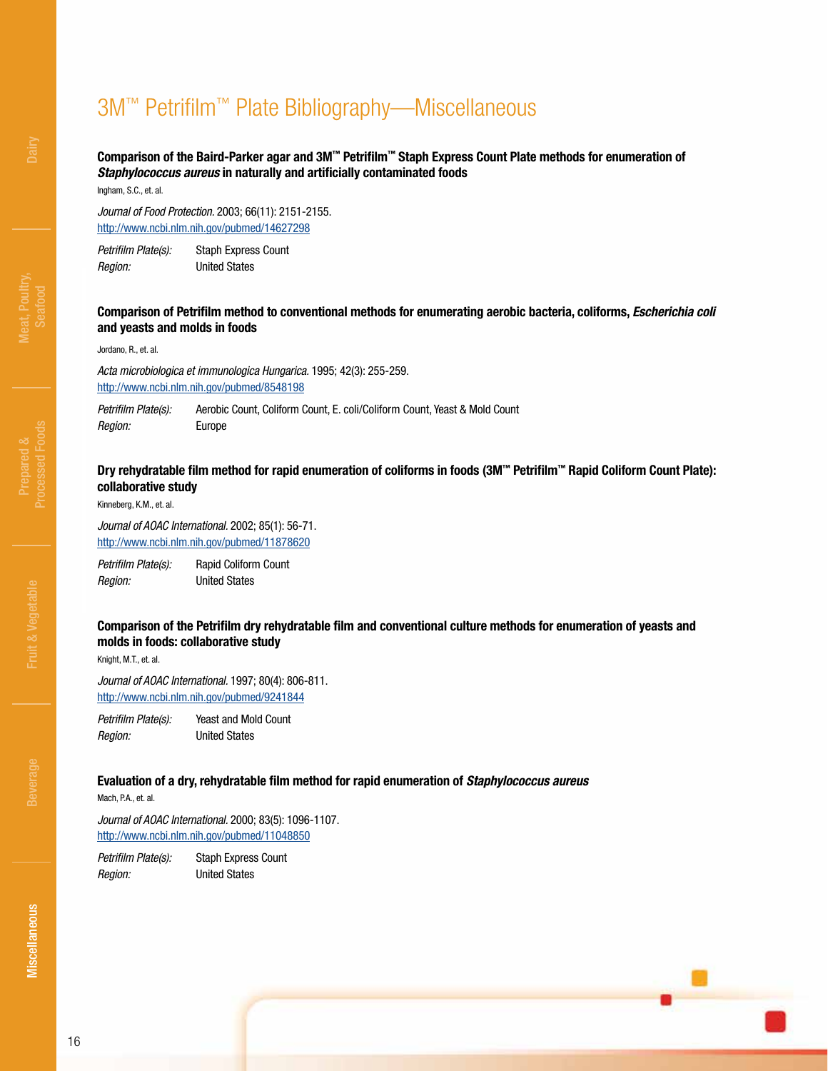# 3M™ Petrifilm™ Plate Bibliography—Miscellaneous

### Comparison of the Baird-Parker agar and 3M™ Petrifilm™ Staph Express Count Plate methods for enumeration of *Staphylococcus aureus* in naturally and artificially contaminated foods

Ingham, S.C., et. al.

*Journal of Food Protection.* 2003; 66(11): 2151-2155.
http://www.ncbi.nlm.nih.gov/pubmed/14627298

*Petrifilm Plate(s):* Staph Express Count
*Region:* United States

### Comparison of Petrifilm method to conventional methods for enumerating aerobic bacteria, coliforms, *Escherichia coli* and yeasts and molds in foods

Jordano, R., et. al.

*Acta microbiologica et immunologica Hungarica.* 1995; 42(3): 255-259.
http://www.ncbi.nlm.nih.gov/pubmed/8548198

*Petrifilm Plate(s):* Aerobic Count, Coliform Count, E. coli/Coliform Count, Yeast & Mold Count
*Region:* Europe

### Dry rehydratable film method for rapid enumeration of coliforms in foods (3M™ Petrifilm™ Rapid Coliform Count Plate): collaborative study

Kinneberg, K.M., et. al.

*Journal of AOAC International.* 2002; 85(1): 56-71.
http://www.ncbi.nlm.nih.gov/pubmed/11878620

*Petrifilm Plate(s):* Rapid Coliform Count
*Region:* United States

### Comparison of the Petrifilm dry rehydratable film and conventional culture methods for enumeration of yeasts and molds in foods: collaborative study

Knight, M.T., et. al.

*Journal of AOAC International.* 1997; 80(4): 806-811.
http://www.ncbi.nlm.nih.gov/pubmed/9241844

*Petrifilm Plate(s):* Yeast and Mold Count
*Region:* United States

### Evaluation of a dry, rehydratable film method for rapid enumeration of *Staphylococcus aureus*

Mach, P.A., et. al.

*Journal of AOAC International.* 2000; 83(5): 1096-1107.
http://www.ncbi.nlm.nih.gov/pubmed/11048850

*Petrifilm Plate(s):* Staph Express Count
*Region:* United States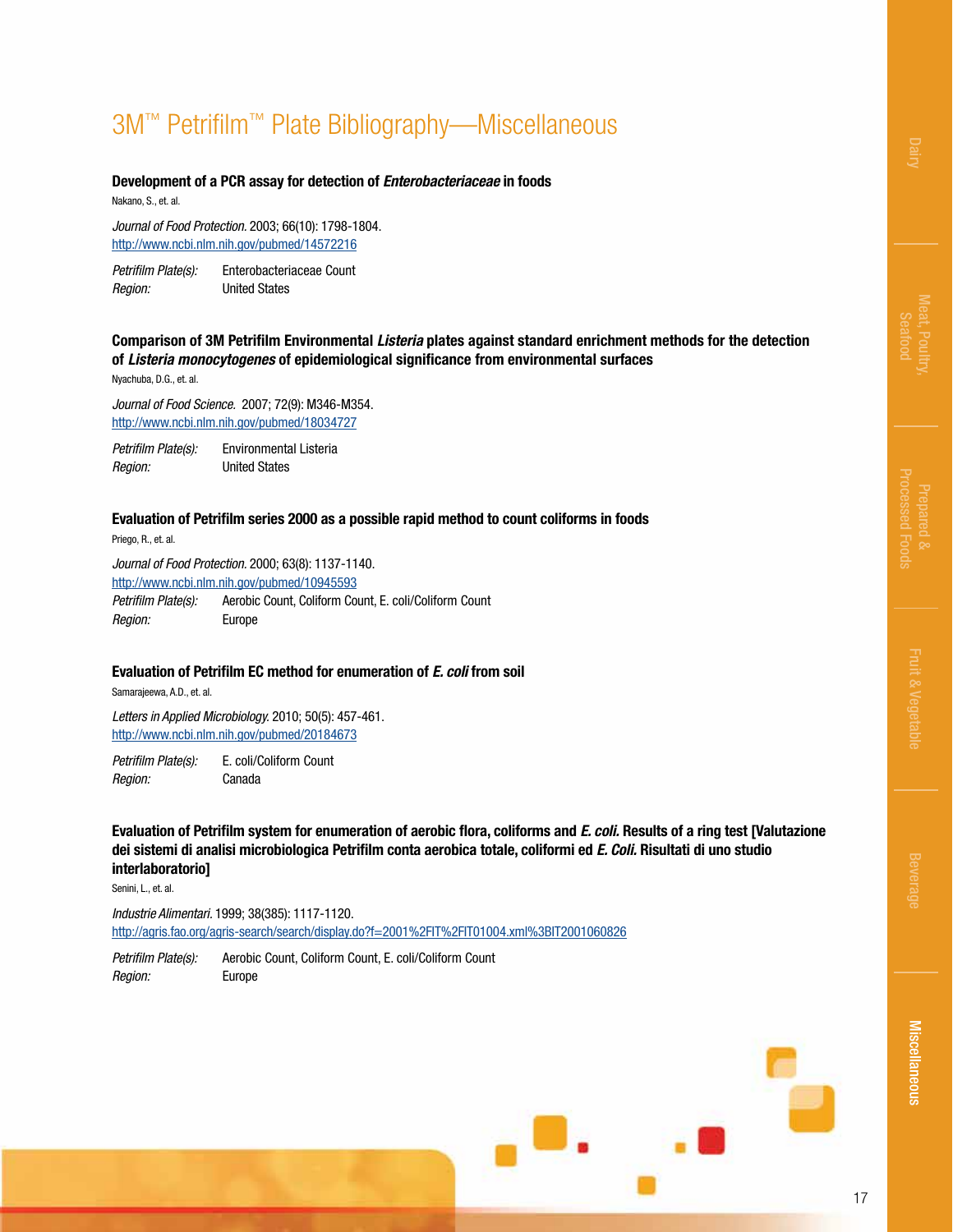# 3M™ Petrifilm™ Plate Bibliography—Miscellaneous

**Development of a PCR assay for detection of *Enterobacteriaceae* in foods**

Nakano, S., et. al.

*Journal of Food Protection.* 2003; 66(10): 1798-1804.
http://www.ncbi.nlm.nih.gov/pubmed/14572216

*Petrifilm Plate(s):* Enterobacteriaceae Count
*Region:* United States

**Comparison of 3M Petrifilm Environmental *Listeria* plates against standard enrichment methods for the detection of *Listeria monocytogenes* of epidemiological significance from environmental surfaces**

Nyachuba, D.G., et. al.

*Journal of Food Science.* 2007; 72(9): M346-M354.
http://www.ncbi.nlm.nih.gov/pubmed/18034727

*Petrifilm Plate(s):* Environmental Listeria
*Region:* United States

**Evaluation of Petrifilm series 2000 as a possible rapid method to count coliforms in foods**

Priego, R., et. al.

*Journal of Food Protection.* 2000; 63(8): 1137-1140.
http://www.ncbi.nlm.nih.gov/pubmed/10945593

*Petrifilm Plate(s):* Aerobic Count, Coliform Count, E. coli/Coliform Count
*Region:* Europe

**Evaluation of Petrifilm EC method for enumeration of *E. coli* from soil**

Samarajeewa, A.D., et. al.

*Letters in Applied Microbiology.* 2010; 50(5): 457-461.
http://www.ncbi.nlm.nih.gov/pubmed/20184673

*Petrifilm Plate(s):* E. coli/Coliform Count
*Region:* Canada

**Evaluation of Petrifilm system for enumeration of aerobic flora, coliforms and *E. coli.* Results of a ring test [Valutazione dei sistemi di analisi microbiologica Petrifilm conta aerobica totale, coliformi ed *E. Coli.* Risultati di uno studio interlaboratorio]**

Senini, L., et. al.

*Industrie Alimentari.* 1999; 38(385): 1117-1120.
http://agris.fao.org/agris-search/search/display.do?f=2001%2FIT%2FIT01004.xml%3BIT2001060826

*Petrifilm Plate(s):* Aerobic Count, Coliform Count, E. coli/Coliform Count
*Region:* Europe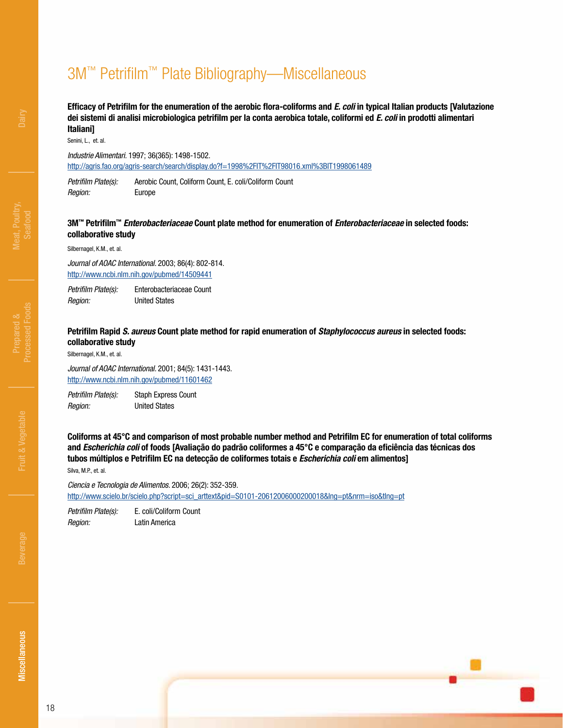# 3M™ Petrifilm™ Plate Bibliography—Miscellaneous

**Efficacy of Petrifilm for the enumeration of the aerobic flora-coliforms and *E. coli* in typical Italian products [Valutazione dei sistemi di analisi microbiologica petrifilm per la conta aerobica totale, coliformi ed *E. coli* in prodotti alimentari Italiani]**

Senini, L., et. al.

*Industrie Alimentari.* 1997; 36(365): 1498-1502.
http://agris.fao.org/agris-search/search/display.do?f=1998%2FIT%2FIT98016.xml%3BIT1998061489

*Petrifilm Plate(s):* Aerobic Count, Coliform Count, E. coli/Coliform Count
*Region:* Europe

**3M™ Petrifilm™ *Enterobacteriaceae* Count plate method for enumeration of *Enterobacteriaceae* in selected foods: collaborative study**

Silbernagel, K.M., et. al.

*Journal of AOAC International.* 2003; 86(4): 802-814.
http://www.ncbi.nlm.nih.gov/pubmed/14509441

*Petrifilm Plate(s):* Enterobacteriaceae Count
*Region:* United States

**Petrifilm Rapid *S. aureus* Count plate method for rapid enumeration of *Staphylococcus aureus* in selected foods: collaborative study**

Silbernagel, K.M., et. al.

*Journal of AOAC International.* 2001; 84(5): 1431-1443.
http://www.ncbi.nlm.nih.gov/pubmed/11601462

*Petrifilm Plate(s):* Staph Express Count
*Region:* United States

**Coliforms at 45°C and comparison of most probable number method and Petrifilm EC for enumeration of total coliforms and *Escherichia coli* of foods [Avaliação do padrão coliformes a 45°C e comparação da eficiência das técnicas dos tubos múltiplos e Petrifilm EC na detecção de coliformes totais e *Escherichia coli* em alimentos]**

Silva, M.P., et. al.

*Ciencia e Tecnologia de Alimentos.* 2006; 26(2): 352-359.
http://www.scielo.br/scielo.php?script=sci_arttext&pid=S0101-20612006000200018&lng=pt&nrm=iso&tlng=pt

*Petrifilm Plate(s):* E. coli/Coliform Count
*Region:* Latin America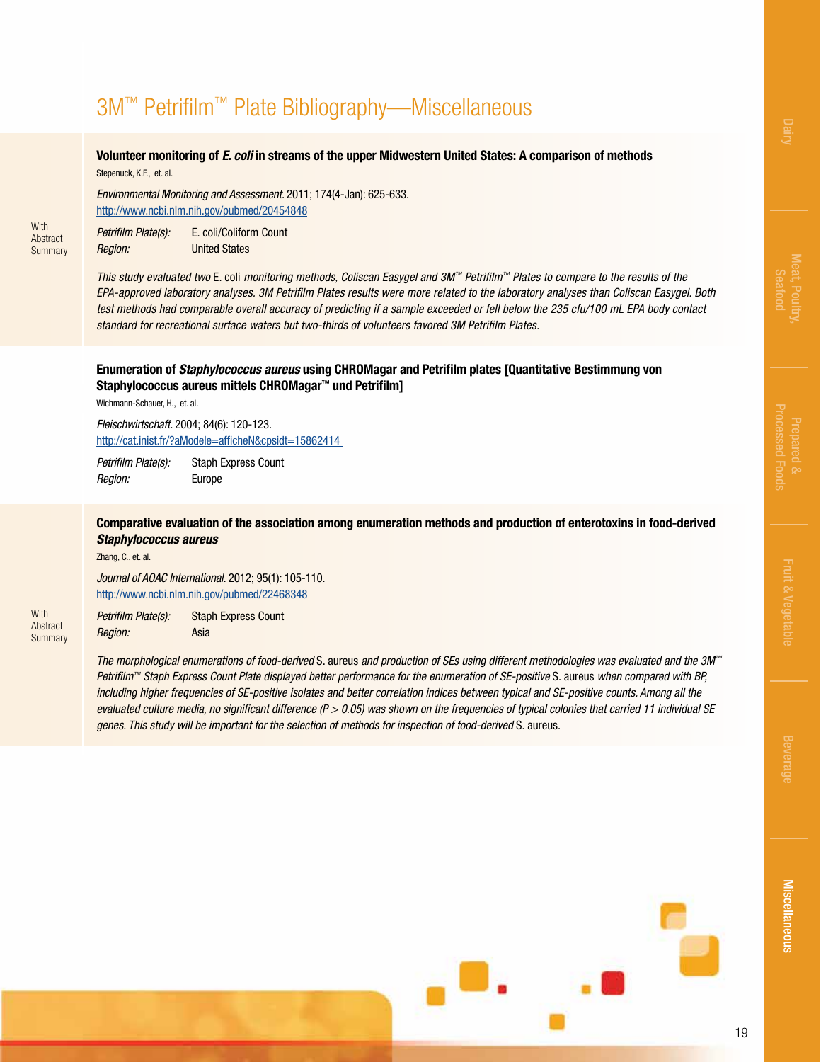# 3M™ Petrifilm™ Plate Bibliography—Miscellaneous

### Volunteer monitoring of *E. coli* in streams of the upper Midwestern United States: A comparison of methods

Stepenuck, K.F., et. al.

*Environmental Monitoring and Assessment.* 2011; 174(4-Jan): 625-633.
http://www.ncbi.nlm.nih.gov/pubmed/20454848

With Abstract Summary

*Petrifilm Plate(s):* E. coli/Coliform Count
*Region:* United States

*This study evaluated two* E. coli *monitoring methods, Coliscan Easygel and 3M™ Petrifilm™ Plates to compare to the results of the EPA-approved laboratory analyses. 3M Petrifilm Plates results were more related to the laboratory analyses than Coliscan Easygel. Both test methods had comparable overall accuracy of predicting if a sample exceeded or fell below the 235 cfu/100 mL EPA body contact standard for recreational surface waters but two-thirds of volunteers favored 3M Petrifilm Plates.*

### Enumeration of *Staphylococcus aureus* using CHROMagar and Petrifilm plates [Quantitative Bestimmung von Staphylococcus aureus mittels CHROMagar™ und Petrifilm]

Wichmann-Schauer, H., et. al.

*Fleischwirtschaft.* 2004; 84(6): 120-123.
http://cat.inist.fr/?aModele=afficheN&cpsidt=15862414

*Petrifilm Plate(s):* Staph Express Count
*Region:* Europe

### Comparative evaluation of the association among enumeration methods and production of enterotoxins in food-derived *Staphylococcus aureus*

Zhang, C., et. al.

*Journal of AOAC International.* 2012; 95(1): 105-110.
http://www.ncbi.nlm.nih.gov/pubmed/22468348

With Abstract Summary

*Petrifilm Plate(s):* Staph Express Count
*Region:* Asia

*The morphological enumerations of food-derived* S. aureus *and production of SEs using different methodologies was evaluated and the 3M™ Petrifilm™ Staph Express Count Plate displayed better performance for the enumeration of SE-positive* S. aureus *when compared with BP, including higher frequencies of SE-positive isolates and better correlation indices between typical and SE-positive counts. Among all the evaluated culture media, no significant difference ($P > 0.05$) was shown on the frequencies of typical colonies that carried 11 individual SE genes. This study will be important for the selection of methods for inspection of food-derived* S. aureus.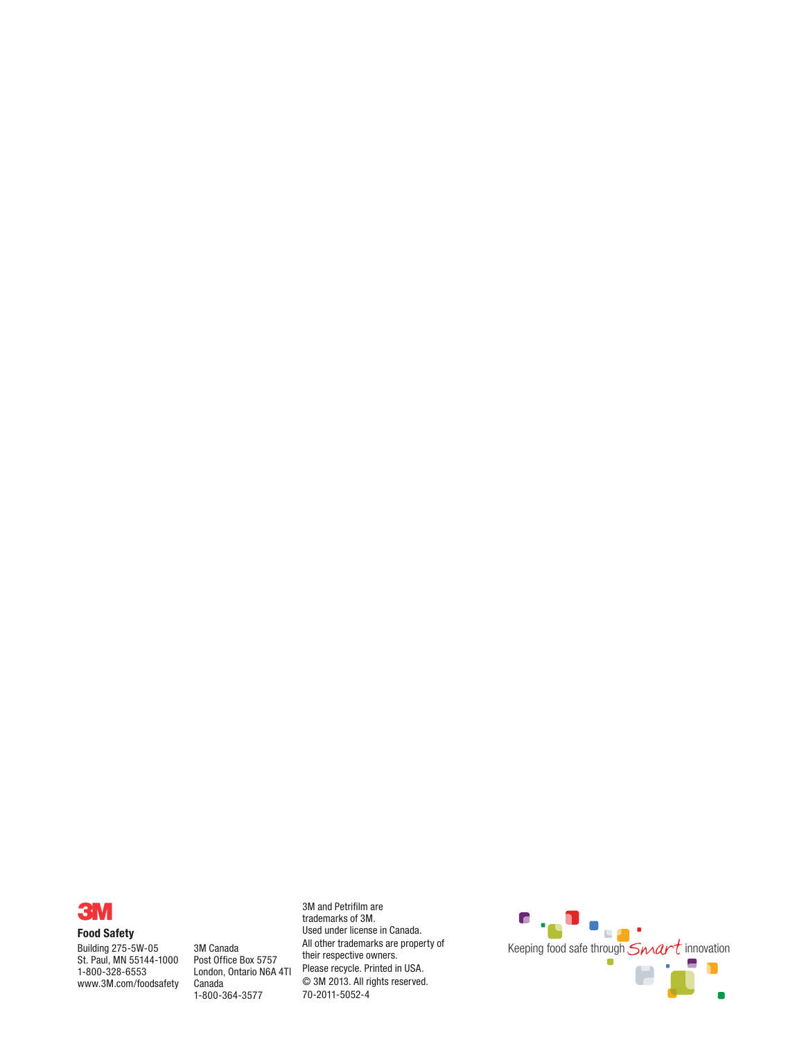3M

**Food Safety**

Building 275-5W-05
St. Paul, MN 55144-1000
1-800-328-6553
www.3M.com/foodsafety

3M Canada
Post Office Box 5757
London, Ontario N6A 4TI
Canada
1-800-364-3577

3M and Petrifilm are trademarks of 3M.
Used under license in Canada.
All other trademarks are property of their respective owners.
Please recycle. Printed in USA.
© 3M 2013. All rights reserved.
70-2011-5052-4

Keeping food safe through *Smart* innovation